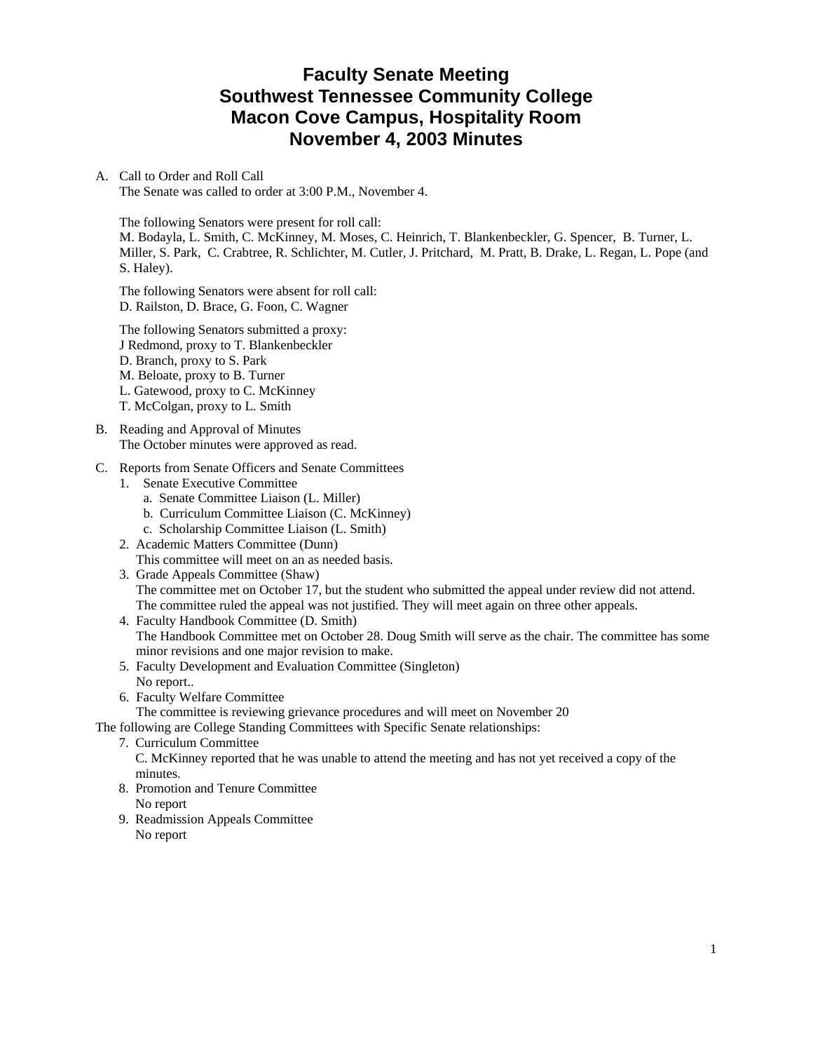# Faculty Senate Meeting
# Southwest Tennessee Community College
# Macon Cove Campus, Hospitality Room
# November 4, 2003 Minutes

A. Call to Order and Roll Call
   The Senate was called to order at 3:00 P.M., November 4.

   The following Senators were present for roll call:
   M. Bodayla, L. Smith, C. McKinney, M. Moses, C. Heinrich, T. Blankenbeckler, G. Spencer, B. Turner, L. Miller, S. Park, C. Crabtree, R. Schlichter, M. Cutler, J. Pritchard, M. Pratt, B. Drake, L. Regan, L. Pope (and S. Haley).

   The following Senators were absent for roll call:
   D. Railston, D. Brace, G. Foon, C. Wagner

   The following Senators submitted a proxy:
   J Redmond, proxy to T. Blankenbeckler
   D. Branch, proxy to S. Park
   M. Beloate, proxy to B. Turner
   L. Gatewood, proxy to C. McKinney
   T. McColgan, proxy to L. Smith

B. Reading and Approval of Minutes
   The October minutes were approved as read.

C. Reports from Senate Officers and Senate Committees
   1. Senate Executive Committee
      a. Senate Committee Liaison (L. Miller)
      b. Curriculum Committee Liaison (C. McKinney)
      c. Scholarship Committee Liaison (L. Smith)
   2. Academic Matters Committee (Dunn)
      This committee will meet on an as needed basis.
   3. Grade Appeals Committee (Shaw)
      The committee met on October 17, but the student who submitted the appeal under review did not attend. The committee ruled the appeal was not justified. They will meet again on three other appeals.
   4. Faculty Handbook Committee (D. Smith)
      The Handbook Committee met on October 28. Doug Smith will serve as the chair. The committee has some minor revisions and one major revision to make.
   5. Faculty Development and Evaluation Committee (Singleton)
      No report..
   6. Faculty Welfare Committee
      The committee is reviewing grievance procedures and will meet on November 20

The following are College Standing Committees with Specific Senate relationships:

   7. Curriculum Committee
      C. McKinney reported that he was unable to attend the meeting and has not yet received a copy of the minutes.
   8. Promotion and Tenure Committee
      No report
   9. Readmission Appeals Committee
      No report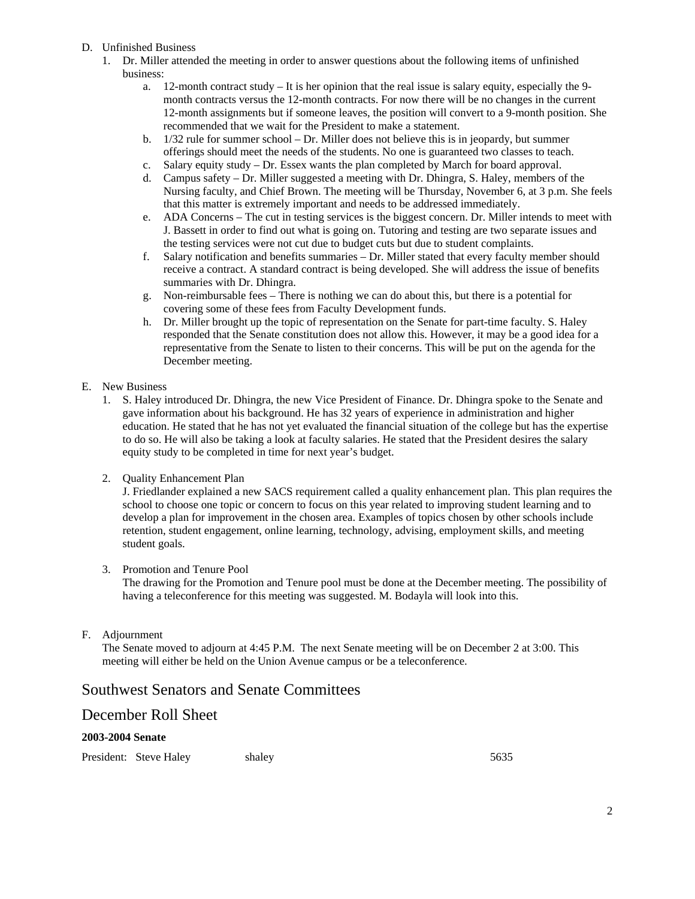D. Unfinished Business
   1. Dr. Miller attended the meeting in order to answer questions about the following items of unfinished business:
      a. 12-month contract study – It is her opinion that the real issue is salary equity, especially the 9-month contracts versus the 12-month contracts. For now there will be no changes in the current 12-month assignments but if someone leaves, the position will convert to a 9-month position. She recommended that we wait for the President to make a statement.
      b. 1/32 rule for summer school – Dr. Miller does not believe this is in jeopardy, but summer offerings should meet the needs of the students. No one is guaranteed two classes to teach.
      c. Salary equity study – Dr. Essex wants the plan completed by March for board approval.
      d. Campus safety – Dr. Miller suggested a meeting with Dr. Dhingra, S. Haley, members of the Nursing faculty, and Chief Brown. The meeting will be Thursday, November 6, at 3 p.m. She feels that this matter is extremely important and needs to be addressed immediately.
      e. ADA Concerns – The cut in testing services is the biggest concern. Dr. Miller intends to meet with J. Bassett in order to find out what is going on. Tutoring and testing are two separate issues and the testing services were not cut due to budget cuts but due to student complaints.
      f. Salary notification and benefits summaries – Dr. Miller stated that every faculty member should receive a contract. A standard contract is being developed. She will address the issue of benefits summaries with Dr. Dhingra.
      g. Non-reimbursable fees – There is nothing we can do about this, but there is a potential for covering some of these fees from Faculty Development funds.
      h. Dr. Miller brought up the topic of representation on the Senate for part-time faculty. S. Haley responded that the Senate constitution does not allow this. However, it may be a good idea for a representative from the Senate to listen to their concerns. This will be put on the agenda for the December meeting.

E. New Business
   1. S. Haley introduced Dr. Dhingra, the new Vice President of Finance. Dr. Dhingra spoke to the Senate and gave information about his background. He has 32 years of experience in administration and higher education. He stated that he has not yet evaluated the financial situation of the college but has the expertise to do so. He will also be taking a look at faculty salaries. He stated that the President desires the salary equity study to be completed in time for next year's budget.

   2. Quality Enhancement Plan
      J. Friedlander explained a new SACS requirement called a quality enhancement plan. This plan requires the school to choose one topic or concern to focus on this year related to improving student learning and to develop a plan for improvement in the chosen area. Examples of topics chosen by other schools include retention, student engagement, online learning, technology, advising, employment skills, and meeting student goals.

   3. Promotion and Tenure Pool
      The drawing for the Promotion and Tenure pool must be done at the December meeting. The possibility of having a teleconference for this meeting was suggested. M. Bodayla will look into this.

F. Adjournment
   The Senate moved to adjourn at 4:45 P.M. The next Senate meeting will be on December 2 at 3:00. This meeting will either be held on the Union Avenue campus or be a teleconference.

# Southwest Senators and Senate Committees

# December Roll Sheet

**2003-2004 Senate**

| President: Steve Haley | shaley | 5635 |
|---|---|---|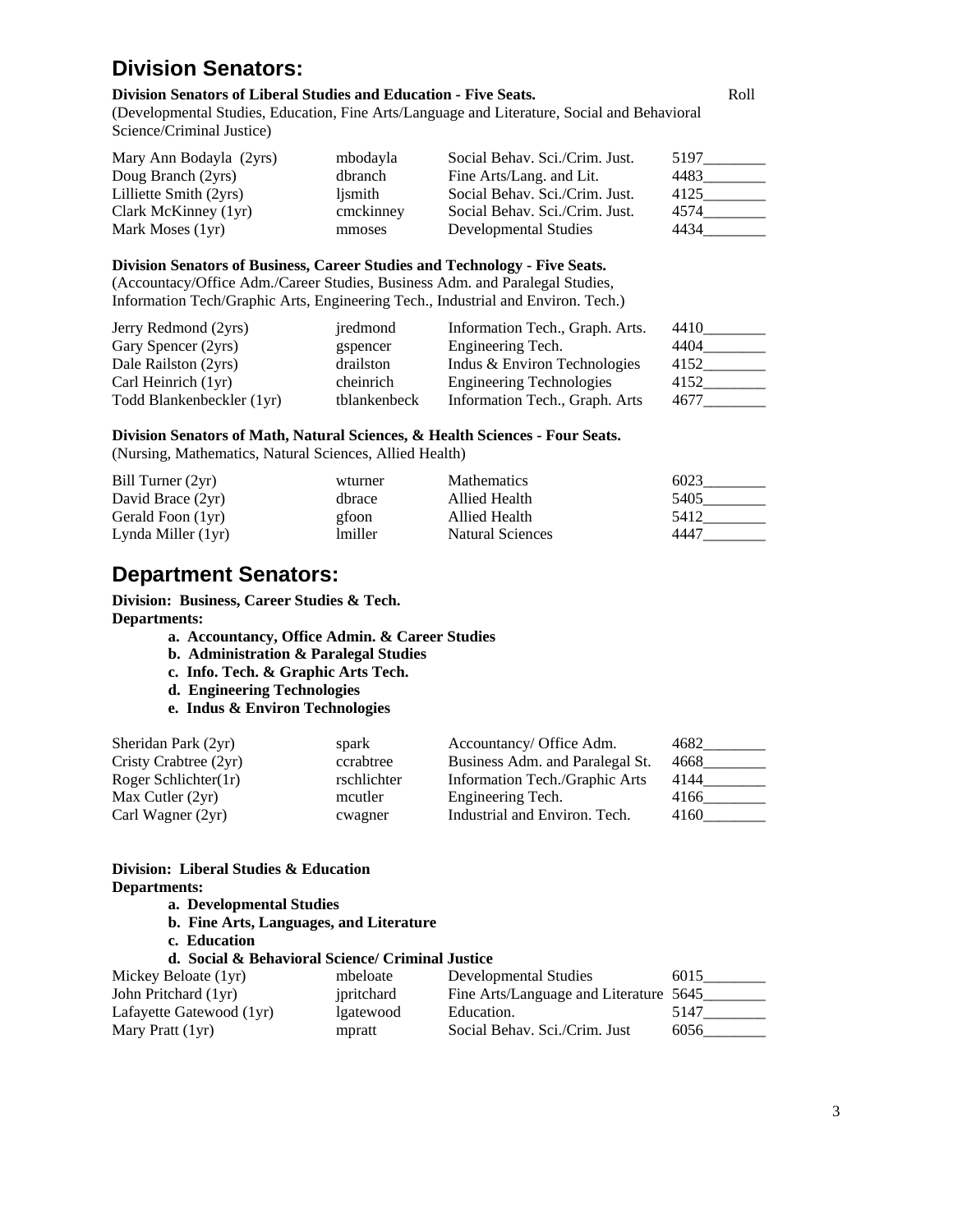## Division Senators:

**Division Senators of Liberal Studies and Education - Five Seats.** Roll

(Developmental Studies, Education, Fine Arts/Language and Literature, Social and Behavioral Science/Criminal Justice)

| | | | |
|---|---|---|---|
| Mary Ann Bodayla (2yrs) | mbodayla | Social Behav. Sci./Crim. Just. | 5197________ |
| Doug Branch (2yrs) | dbranch | Fine Arts/Lang. and Lit. | 4483________ |
| Lilliette Smith (2yrs) | ljsmith | Social Behav. Sci./Crim. Just. | 4125________ |
| Clark McKinney (1yr) | cmckinney | Social Behav. Sci./Crim. Just. | 4574________ |
| Mark Moses (1yr) | mmoses | Developmental Studies | 4434________ |

**Division Senators of Business, Career Studies and Technology - Five Seats.**

(Accountacy/Office Adm./Career Studies, Business Adm. and Paralegal Studies, Information Tech/Graphic Arts, Engineering Tech., Industrial and Environ. Tech.)

| | | | |
|---|---|---|---|
| Jerry Redmond (2yrs) | jredmond | Information Tech., Graph. Arts. | 4410________ |
| Gary Spencer (2yrs) | gspencer | Engineering Tech. | 4404________ |
| Dale Railston (2yrs) | drailston | Indus & Environ Technologies | 4152________ |
| Carl Heinrich (1yr) | cheinrich | Engineering Technologies | 4152________ |
| Todd Blankenbeckler (1yr) | tblankenbeck | Information Tech., Graph. Arts | 4677________ |

**Division Senators of Math, Natural Sciences, & Health Sciences - Four Seats.**

(Nursing, Mathematics, Natural Sciences, Allied Health)

| | | | |
|---|---|---|---|
| Bill Turner (2yr) | wturner | Mathematics | 6023________ |
| David Brace (2yr) | dbrace | Allied Health | 5405________ |
| Gerald Foon (1yr) | gfoon | Allied Health | 5412________ |
| Lynda Miller (1yr) | lmiller | Natural Sciences | 4447________ |

## Department Senators:

**Division: Business, Career Studies & Tech.**
**Departments:**

- **a. Accountancy, Office Admin. & Career Studies**
- **b. Administration & Paralegal Studies**
- **c. Info. Tech. & Graphic Arts Tech.**
- **d. Engineering Technologies**
- **e. Indus & Environ Technologies**

| | | | |
|---|---|---|---|
| Sheridan Park (2yr) | spark | Accountancy/ Office Adm. | 4682________ |
| Cristy Crabtree (2yr) | ccrabtree | Business Adm. and Paralegal St. | 4668________ |
| Roger Schlichter(1r) | rschlichter | Information Tech./Graphic Arts | 4144________ |
| Max Cutler (2yr) | mcutler | Engineering Tech. | 4166________ |
| Carl Wagner (2yr) | cwagner | Industrial and Environ. Tech. | 4160________ |

**Division: Liberal Studies & Education**
**Departments:**

- **a. Developmental Studies**
- **b. Fine Arts, Languages, and Literature**
- **c. Education**
- **d. Social & Behavioral Science/ Criminal Justice**

| | | | |
|---|---|---|---|
| Mickey Beloate (1yr) | mbeloate | Developmental Studies | 6015________ |
| John Pritchard (1yr) | jpritchard | Fine Arts/Language and Literature | 5645________ |
| Lafayette Gatewood (1yr) | lgatewood | Education. | 5147________ |
| Mary Pratt (1yr) | mpratt | Social Behav. Sci./Crim. Just | 6056________ |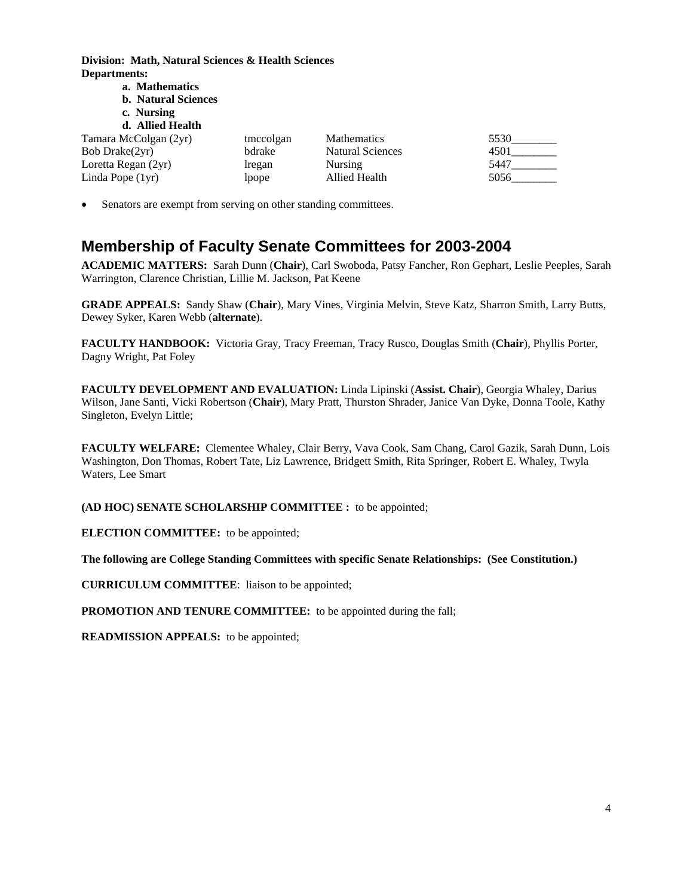**Division: Math, Natural Sciences & Health Sciences**
**Departments:**

- **a. Mathematics**
- **b. Natural Sciences**
- **c. Nursing**
- **d. Allied Health**

| | | | |
|---|---|---|---|
| Tamara McColgan (2yr) | tmccolgan | Mathematics | 5530________ |
| Bob Drake(2yr) | bdrake | Natural Sciences | 4501________ |
| Loretta Regan (2yr) | lregan | Nursing | 5447________ |
| Linda Pope (1yr) | lpope | Allied Health | 5056________ |

- Senators are exempt from serving on other standing committees.

## Membership of Faculty Senate Committees for 2003-2004

**ACADEMIC MATTERS:** Sarah Dunn (**Chair**), Carl Swoboda, Patsy Fancher, Ron Gephart, Leslie Peeples, Sarah Warrington, Clarence Christian, Lillie M. Jackson, Pat Keene

**GRADE APPEALS:** Sandy Shaw (**Chair**), Mary Vines, Virginia Melvin, Steve Katz, Sharron Smith, Larry Butts, Dewey Syker, Karen Webb (**alternate**).

**FACULTY HANDBOOK:** Victoria Gray, Tracy Freeman, Tracy Rusco, Douglas Smith (**Chair**), Phyllis Porter, Dagny Wright, Pat Foley

**FACULTY DEVELOPMENT AND EVALUATION:** Linda Lipinski (**Assist. Chair**), Georgia Whaley, Darius Wilson, Jane Santi, Vicki Robertson (**Chair**), Mary Pratt, Thurston Shrader, Janice Van Dyke, Donna Toole, Kathy Singleton, Evelyn Little;

**FACULTY WELFARE:** Clementee Whaley, Clair Berry, Vava Cook, Sam Chang, Carol Gazik, Sarah Dunn, Lois Washington, Don Thomas, Robert Tate, Liz Lawrence, Bridgett Smith, Rita Springer, Robert E. Whaley, Twyla Waters, Lee Smart

**(AD HOC) SENATE SCHOLARSHIP COMMITTEE :** to be appointed;

**ELECTION COMMITTEE:** to be appointed;

**The following are College Standing Committees with specific Senate Relationships: (See Constitution.)**

**CURRICULUM COMMITTEE**: liaison to be appointed;

**PROMOTION AND TENURE COMMITTEE:** to be appointed during the fall;

**READMISSION APPEALS:** to be appointed;